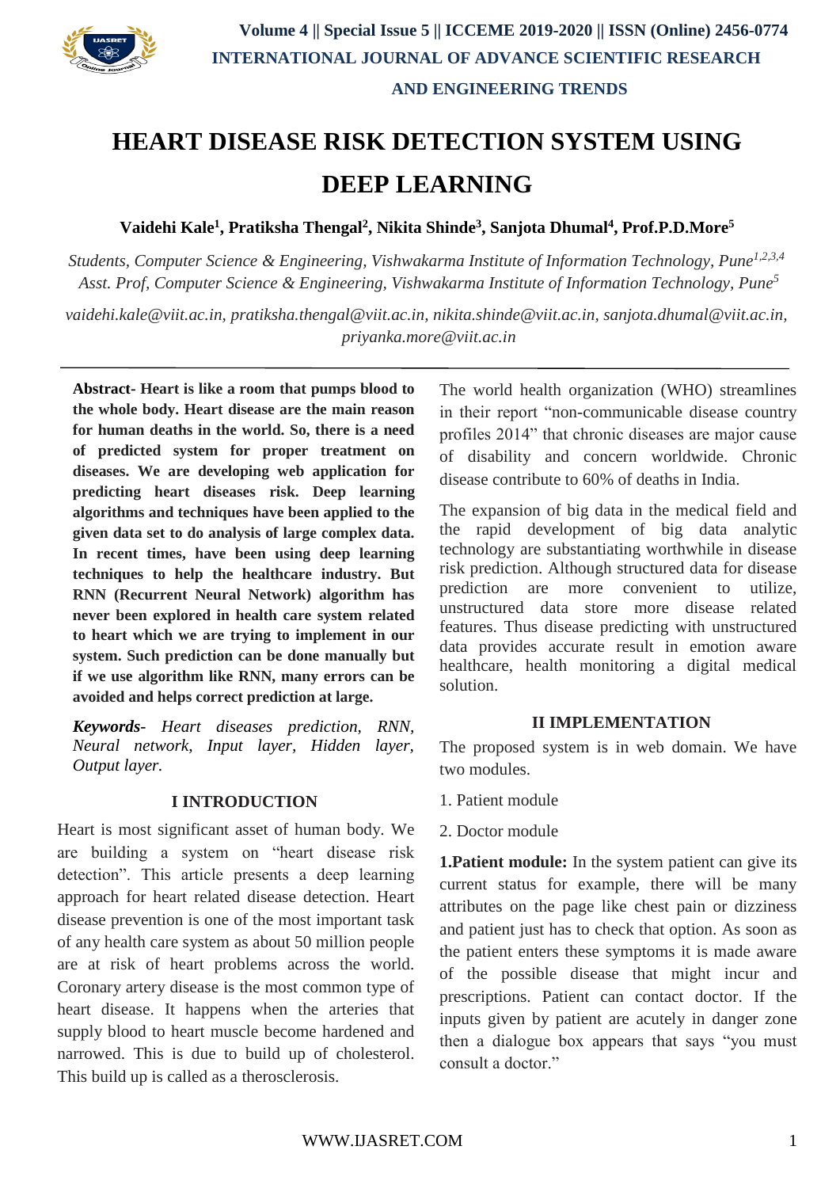# HEART DISEASE RISK DETECTION SYSTEM USING DEEP LEARNING

**Vaidehi Kale[1], Pratiksha Thengal[2], Nikita Shinde[3], Sanjota Dhumal[4], Prof.P.D.More[5]**

*Students, Computer Science & Engineering, Vishwakarma Institute of Information Technology, Pune[1,2,3,4]*
*Asst. Prof, Computer Science & Engineering, Vishwakarma Institute of Information Technology, Pune[5]*

*vaidehi.kale@viit.ac.in, pratiksha.thengal@viit.ac.in, nikita.shinde@viit.ac.in, sanjota.dhumal@viit.ac.in, priyanka.more@viit.ac.in*

---

**Abstract- Heart is like a room that pumps blood to the whole body. Heart disease are the main reason for human deaths in the world. So, there is a need of predicted system for proper treatment on diseases. We are developing web application for predicting heart diseases risk. Deep learning algorithms and techniques have been applied to the given data set to do analysis of large complex data. In recent times, have been using deep learning techniques to help the healthcare industry. But RNN (Recurrent Neural Network) algorithm has never been explored in health care system related to heart which we are trying to implement in our system. Such prediction can be done manually but if we use algorithm like RNN, many errors can be avoided and helps correct prediction at large.**

***Keywords-*** *Heart diseases prediction, RNN, Neural network, Input layer, Hidden layer, Output layer.*

## I INTRODUCTION

Heart is most significant asset of human body. We are building a system on "heart disease risk detection". This article presents a deep learning approach for heart related disease detection. Heart disease prevention is one of the most important task of any health care system as about 50 million people are at risk of heart problems across the world. Coronary artery disease is the most common type of heart disease. It happens when the arteries that supply blood to heart muscle become hardened and narrowed. This is due to build up of cholesterol. This build up is called as a therosclerosis.

The world health organization (WHO) streamlines in their report "non-communicable disease country profiles 2014" that chronic diseases are major cause of disability and concern worldwide. Chronic disease contribute to 60% of deaths in India.

The expansion of big data in the medical field and the rapid development of big data analytic technology are substantiating worthwhile in disease risk prediction. Although structured data for disease prediction are more convenient to utilize, unstructured data store more disease related features. Thus disease predicting with unstructured data provides accurate result in emotion aware healthcare, health monitoring a digital medical solution.

## II IMPLEMENTATION

The proposed system is in web domain. We have two modules.

1. Patient module
2. Doctor module

**1.Patient module:** In the system patient can give its current status for example, there will be many attributes on the page like chest pain or dizziness and patient just has to check that option. As soon as the patient enters these symptoms it is made aware of the possible disease that might incur and prescriptions. Patient can contact doctor. If the inputs given by patient are acutely in danger zone then a dialogue box appears that says "you must consult a doctor."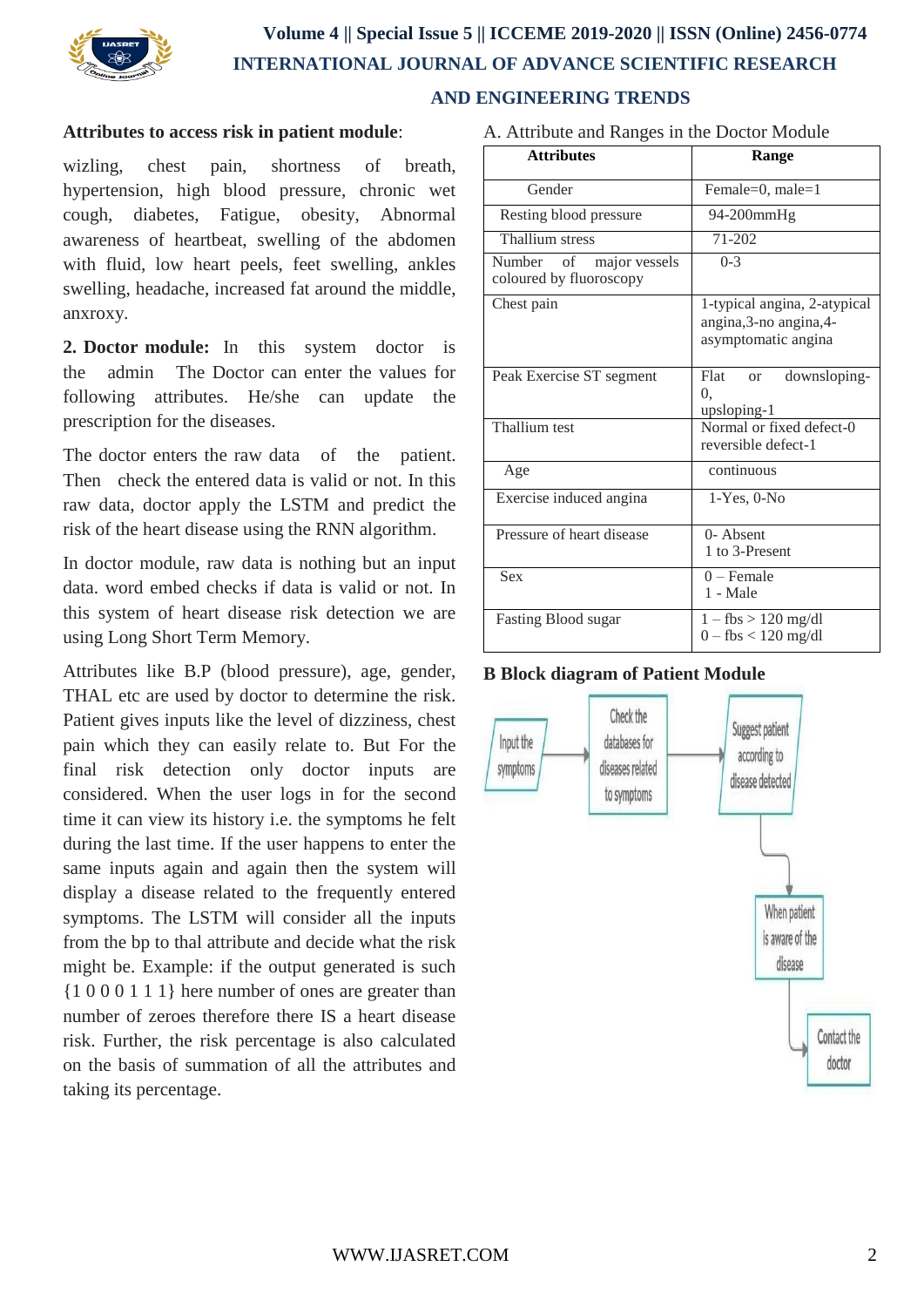**Attributes to access risk in patient module**:

wizling, chest pain, shortness of breath, hypertension, high blood pressure, chronic wet cough, diabetes, Fatigue, obesity, Abnormal awareness of heartbeat, swelling of the abdomen with fluid, low heart peels, feet swelling, ankles swelling, headache, increased fat around the middle, anxroxy.

**2. Doctor module:** In this system doctor is the admin The Doctor can enter the values for following attributes. He/she can update the prescription for the diseases.

The doctor enters the raw data of the patient. Then check the entered data is valid or not. In this raw data, doctor apply the LSTM and predict the risk of the heart disease using the RNN algorithm.

In doctor module, raw data is nothing but an input data. word embed checks if data is valid or not. In this system of heart disease risk detection we are using Long Short Term Memory.

Attributes like B.P (blood pressure), age, gender, THAL etc are used by doctor to determine the risk. Patient gives inputs like the level of dizziness, chest pain which they can easily relate to. But For the final risk detection only doctor inputs are considered. When the user logs in for the second time it can view its history i.e. the symptoms he felt during the last time. If the user happens to enter the same inputs again and again then the system will display a disease related to the frequently entered symptoms. The LSTM will consider all the inputs from the bp to thal attribute and decide what the risk might be. Example: if the output generated is such {1 0 0 0 1 1 1} here number of ones are greater than number of zeroes therefore there IS a heart disease risk. Further, the risk percentage is also calculated on the basis of summation of all the attributes and taking its percentage.

A. Attribute and Ranges in the Doctor Module

| **Attributes** | **Range** |
|---|---|
| Gender | Female=0, male=1 |
| Resting blood pressure | 94-200mmHg |
| Thallium stress | 71-202 |
| Number of major vessels coloured by fluoroscopy | 0-3 |
| Chest pain | 1-typical angina, 2-atypical angina,3-no angina,4-asymptomatic angina |
| Peak Exercise ST segment | Flat or downsloping-0, upsloping-1 |
| Thallium test | Normal or fixed defect-0 reversible defect-1 |
| Age | continuous |
| Exercise induced angina | 1-Yes, 0-No |
| Pressure of heart disease | 0- Absent 1 to 3-Present |
| Sex | 0 – Female 1 - Male |
| Fasting Blood sugar | 1 – fbs > 120 mg/dl 0 – fbs < 120 mg/dl |

**B Block diagram of Patient Module**

Input the symptoms → Check the databases for diseases related to symptoms → Suggest patient according to disease detected → When patient is aware of the disease → Contact the doctor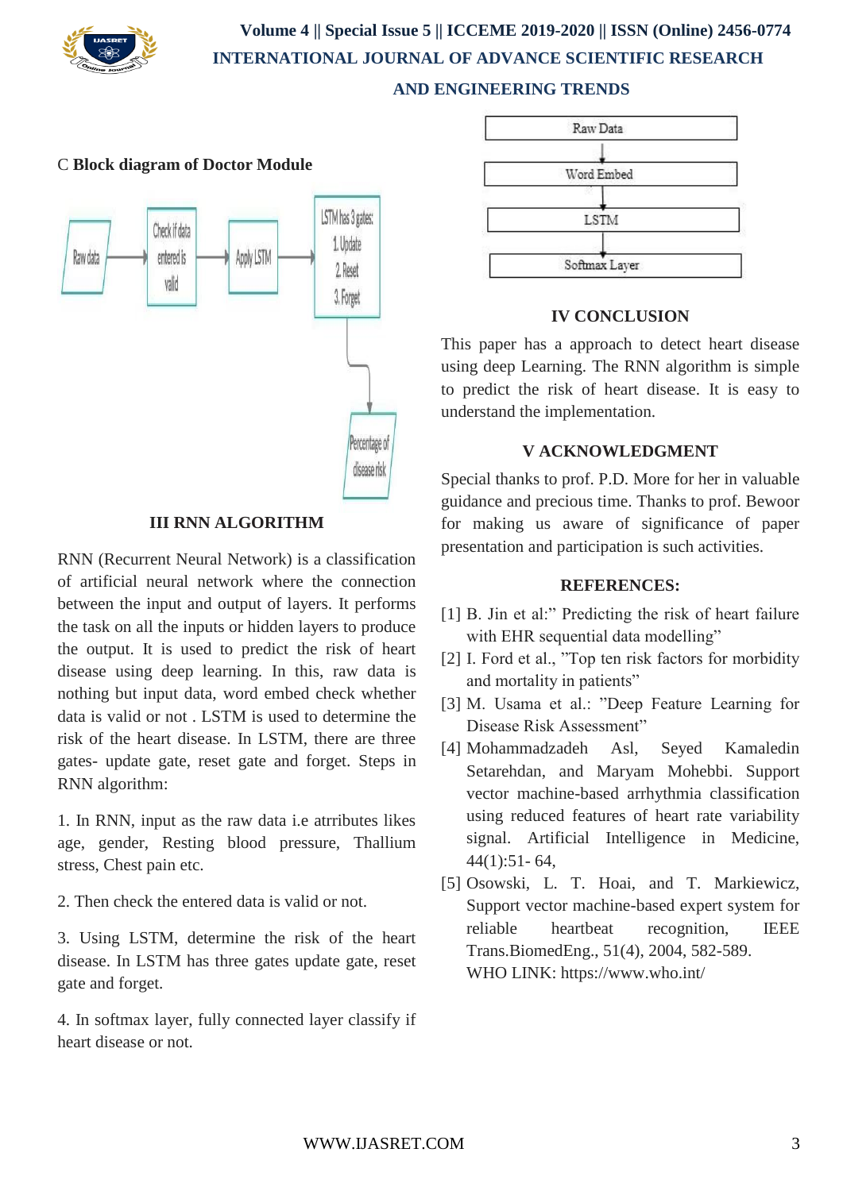C **Block diagram of Doctor Module**

Raw data

Check if data entered is valid

Apply LSTM

LSTM has 3 gates:
1. Update
2. Reset
3. Forget

Percentage of disease risk

### III RNN ALGORITHM

RNN (Recurrent Neural Network) is a classification of artificial neural network where the connection between the input and output of layers. It performs the task on all the inputs or hidden layers to produce the output. It is used to predict the risk of heart disease using deep learning. In this, raw data is nothing but input data, word embed check whether data is valid or not . LSTM is used to determine the risk of the heart disease. In LSTM, there are three gates- update gate, reset gate and forget. Steps in RNN algorithm:

1. In RNN, input as the raw data i.e atrributes likes age, gender, Resting blood pressure, Thallium stress, Chest pain etc.

2. Then check the entered data is valid or not.

3. Using LSTM, determine the risk of the heart disease. In LSTM has three gates update gate, reset gate and forget.

4. In softmax layer, fully connected layer classify if heart disease or not.

Raw Data

Word Embed

LSTM

Softmax Layer

### IV CONCLUSION

This paper has a approach to detect heart disease using deep Learning. The RNN algorithm is simple to predict the risk of heart disease. It is easy to understand the implementation.

### V ACKNOWLEDGMENT

Special thanks to prof. P.D. More for her in valuable guidance and precious time. Thanks to prof. Bewoor for making us aware of significance of paper presentation and participation is such activities.

### REFERENCES:

[1] B. Jin et al:" Predicting the risk of heart failure with EHR sequential data modelling"

[2] I. Ford et al., "Top ten risk factors for morbidity and mortality in patients"

[3] M. Usama et al.: "Deep Feature Learning for Disease Risk Assessment"

[4] Mohammadzadeh Asl, Seyed Kamaledin Setarehdan, and Maryam Mohebbi. Support vector machine-based arrhythmia classification using reduced features of heart rate variability signal. Artificial Intelligence in Medicine, 44(1):51- 64,

[5] Osowski, L. T. Hoai, and T. Markiewicz, Support vector machine-based expert system for reliable heartbeat recognition, IEEE Trans.BiomedEng., 51(4), 2004, 582-589.
WHO LINK: https://www.who.int/